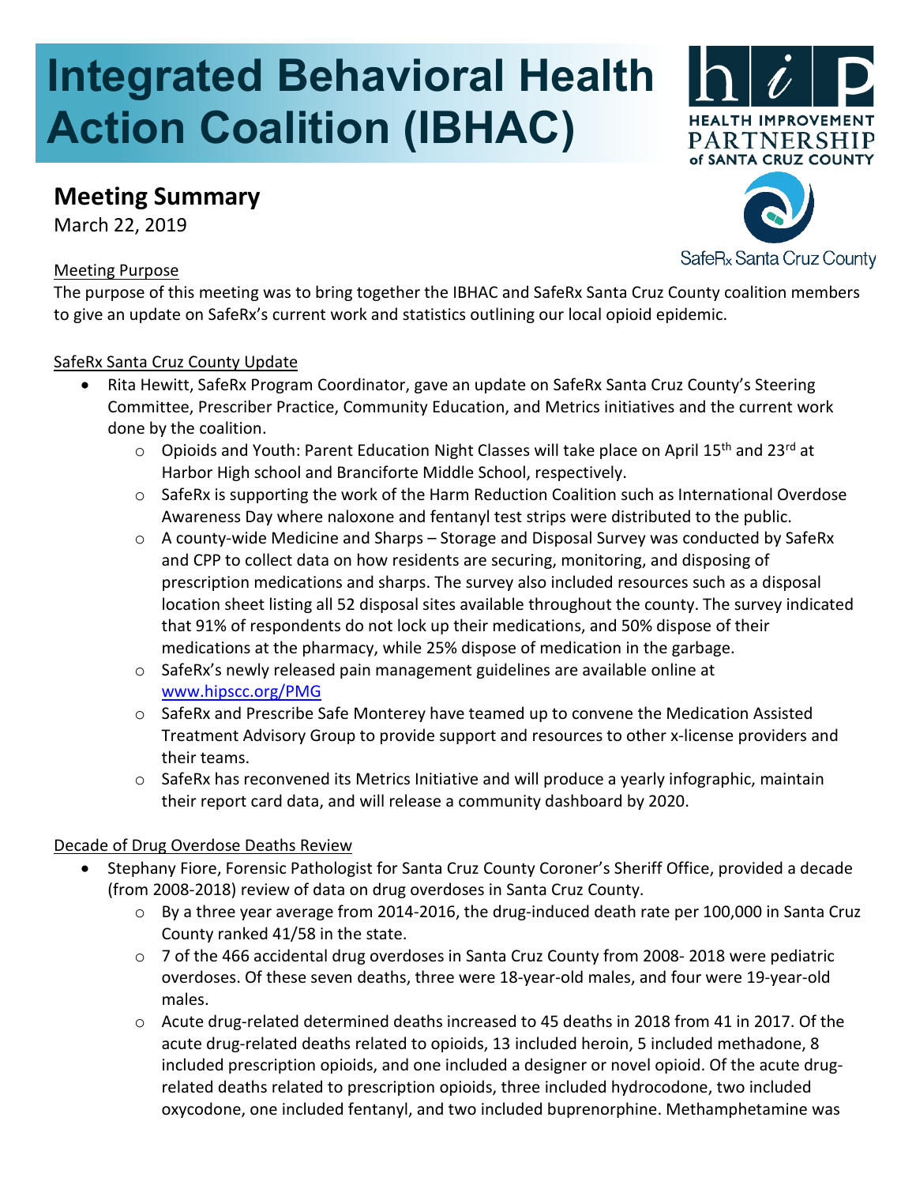# Integrated Behavioral Health Action Coalition (IBHAC)

HEALTH IMPROVEMENT PARTNERSHIP of SANTA CRUZ COUNTY

SafeRx Santa Cruz County

## Meeting Summary

March 22, 2019

Meeting Purpose

The purpose of this meeting was to bring together the IBHAC and SafeRx Santa Cruz County coalition members to give an update on SafeRx's current work and statistics outlining our local opioid epidemic.

SafeRx Santa Cruz County Update

- Rita Hewitt, SafeRx Program Coordinator, gave an update on SafeRx Santa Cruz County's Steering Committee, Prescriber Practice, Community Education, and Metrics initiatives and the current work done by the coalition.
  - Opioids and Youth: Parent Education Night Classes will take place on April 15th and 23rd at Harbor High school and Branciforte Middle School, respectively.
  - SafeRx is supporting the work of the Harm Reduction Coalition such as International Overdose Awareness Day where naloxone and fentanyl test strips were distributed to the public.
  - A county-wide Medicine and Sharps – Storage and Disposal Survey was conducted by SafeRx and CPP to collect data on how residents are securing, monitoring, and disposing of prescription medications and sharps. The survey also included resources such as a disposal location sheet listing all 52 disposal sites available throughout the county. The survey indicated that 91% of respondents do not lock up their medications, and 50% dispose of their medications at the pharmacy, while 25% dispose of medication in the garbage.
  - SafeRx's newly released pain management guidelines are available online at [www.hipscc.org/PMG](www.hipscc.org/PMG)
  - SafeRx and Prescribe Safe Monterey have teamed up to convene the Medication Assisted Treatment Advisory Group to provide support and resources to other x-license providers and their teams.
  - SafeRx has reconvened its Metrics Initiative and will produce a yearly infographic, maintain their report card data, and will release a community dashboard by 2020.

Decade of Drug Overdose Deaths Review

- Stephany Fiore, Forensic Pathologist for Santa Cruz County Coroner's Sheriff Office, provided a decade (from 2008-2018) review of data on drug overdoses in Santa Cruz County.
  - By a three year average from 2014-2016, the drug-induced death rate per 100,000 in Santa Cruz County ranked 41/58 in the state.
  - 7 of the 466 accidental drug overdoses in Santa Cruz County from 2008- 2018 were pediatric overdoses. Of these seven deaths, three were 18-year-old males, and four were 19-year-old males.
  - Acute drug-related determined deaths increased to 45 deaths in 2018 from 41 in 2017. Of the acute drug-related deaths related to opioids, 13 included heroin, 5 included methadone, 8 included prescription opioids, and one included a designer or novel opioid. Of the acute drug-related deaths related to prescription opioids, three included hydrocodone, two included oxycodone, one included fentanyl, and two included buprenorphine. Methamphetamine was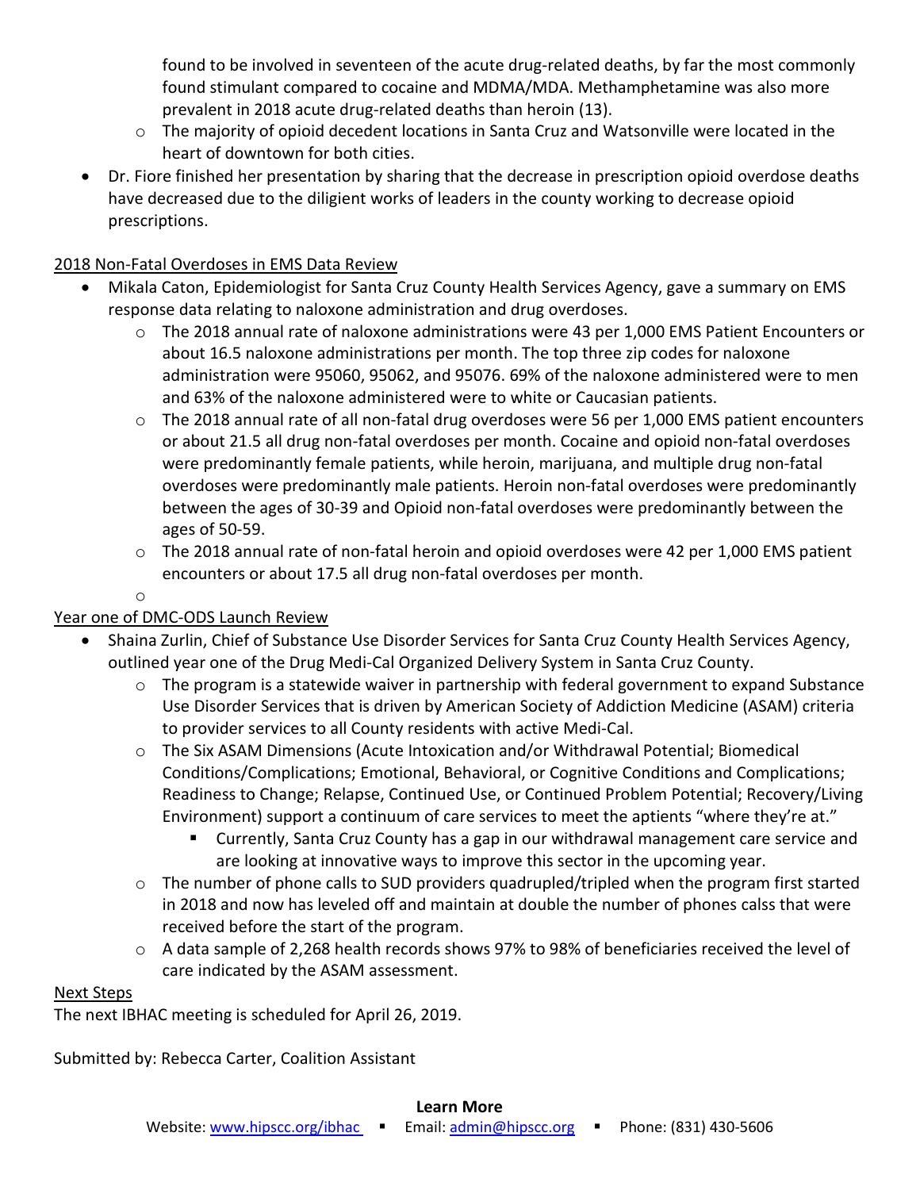- found to be involved in seventeen of the acute drug-related deaths, by far the most commonly found stimulant compared to cocaine and MDMA/MDA. Methamphetamine was also more prevalent in 2018 acute drug-related deaths than heroin (13).
  - The majority of opioid decedent locations in Santa Cruz and Watsonville were located in the heart of downtown for both cities.
- Dr. Fiore finished her presentation by sharing that the decrease in prescription opioid overdose deaths have decreased due to the diligient works of leaders in the county working to decrease opioid prescriptions.

<u>2018 Non-Fatal Overdoses in EMS Data Review</u>

- Mikala Caton, Epidemiologist for Santa Cruz County Health Services Agency, gave a summary on EMS response data relating to naloxone administration and drug overdoses.
  - The 2018 annual rate of naloxone administrations were 43 per 1,000 EMS Patient Encounters or about 16.5 naloxone administrations per month. The top three zip codes for naloxone administration were 95060, 95062, and 95076. 69% of the naloxone administered were to men and 63% of the naloxone administered were to white or Caucasian patients.
  - The 2018 annual rate of all non-fatal drug overdoses were 56 per 1,000 EMS patient encounters or about 21.5 all drug non-fatal overdoses per month. Cocaine and opioid non-fatal overdoses were predominantly female patients, while heroin, marijuana, and multiple drug non-fatal overdoses were predominantly male patients. Heroin non-fatal overdoses were predominantly between the ages of 30-39 and Opioid non-fatal overdoses were predominantly between the ages of 50-59.
  - The 2018 annual rate of non-fatal heroin and opioid overdoses were 42 per 1,000 EMS patient encounters or about 17.5 all drug non-fatal overdoses per month.

<u>Year one of DMC-ODS Launch Review</u>

- Shaina Zurlin, Chief of Substance Use Disorder Services for Santa Cruz County Health Services Agency, outlined year one of the Drug Medi-Cal Organized Delivery System in Santa Cruz County.
  - The program is a statewide waiver in partnership with federal government to expand Substance Use Disorder Services that is driven by American Society of Addiction Medicine (ASAM) criteria to provider services to all County residents with active Medi-Cal.
  - The Six ASAM Dimensions (Acute Intoxication and/or Withdrawal Potential; Biomedical Conditions/Complications; Emotional, Behavioral, or Cognitive Conditions and Complications; Readiness to Change; Relapse, Continued Use, or Continued Problem Potential; Recovery/Living Environment) support a continuum of care services to meet the aptients "where they're at."
    - Currently, Santa Cruz County has a gap in our withdrawal management care service and are looking at innovative ways to improve this sector in the upcoming year.
  - The number of phone calls to SUD providers quadrupled/tripled when the program first started in 2018 and now has leveled off and maintain at double the number of phones calss that were received before the start of the program.
  - A data sample of 2,268 health records shows 97% to 98% of beneficiaries received the level of care indicated by the ASAM assessment.

<u>Next Steps</u>

The next IBHAC meeting is scheduled for April 26, 2019.

Submitted by: Rebecca Carter, Coalition Assistant

**Learn More**

Website: www.hipscc.org/ibhac ▪ Email: admin@hipscc.org ▪ Phone: (831) 430-5606